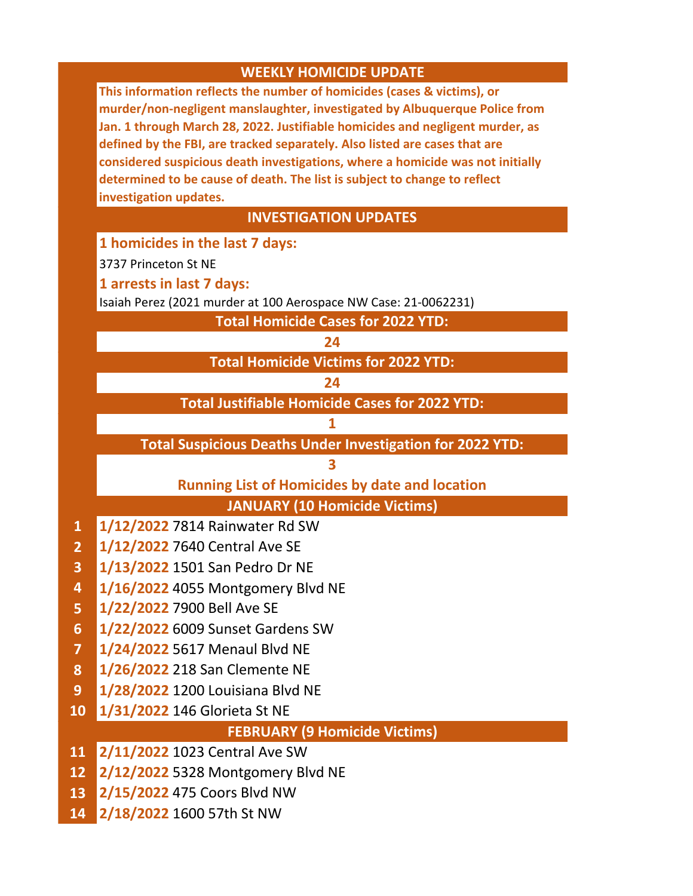# WEEKLY HOMICIDE UPDATE

**This information reflects the number of homicides (cases & victims), or murder/non-negligent manslaughter, investigated by Albuquerque Police from Jan. 1 through March 28, 2022. Justifiable homicides and negligent murder, as defined by the FBI, are tracked separately. Also listed are cases that are considered suspicious death investigations, where a homicide was not initially determined to be cause of death. The list is subject to change to reflect investigation updates.**

## INVESTIGATION UPDATES

**1 homicides in the last 7 days:**

3737 Princeton St NE

**1 arrests in last 7 days:**

Isaiah Perez (2021 murder at 100 Aerospace NW Case: 21-0062231)

**Total Homicide Cases for 2022 YTD:**

**24**

**Total Homicide Victims for 2022 YTD:**

**24**

**Total Justifiable Homicide Cases for 2022 YTD:**

**1**

**Total Suspicious Deaths Under Investigation for 2022 YTD:**

**3**

## Running List of Homicides by date and location

### JANUARY (10 Homicide Victims)

| # | Date | Location |
|---|---|---|
| 1 | 1/12/2022 | 7814 Rainwater Rd SW |
| 2 | 1/12/2022 | 7640 Central Ave SE |
| 3 | 1/13/2022 | 1501 San Pedro Dr NE |
| 4 | 1/16/2022 | 4055 Montgomery Blvd NE |
| 5 | 1/22/2022 | 7900 Bell Ave SE |
| 6 | 1/22/2022 | 6009 Sunset Gardens SW |
| 7 | 1/24/2022 | 5617 Menaul Blvd NE |
| 8 | 1/26/2022 | 218 San Clemente NE |
| 9 | 1/28/2022 | 1200 Louisiana Blvd NE |
| 10 | 1/31/2022 | 146 Glorieta St NE |

### FEBRUARY (9 Homicide Victims)

| # | Date | Location |
|---|---|---|
| 11 | 2/11/2022 | 1023 Central Ave SW |
| 12 | 2/12/2022 | 5328 Montgomery Blvd NE |
| 13 | 2/15/2022 | 475 Coors Blvd NW |
| 14 | 2/18/2022 | 1600 57th St NW |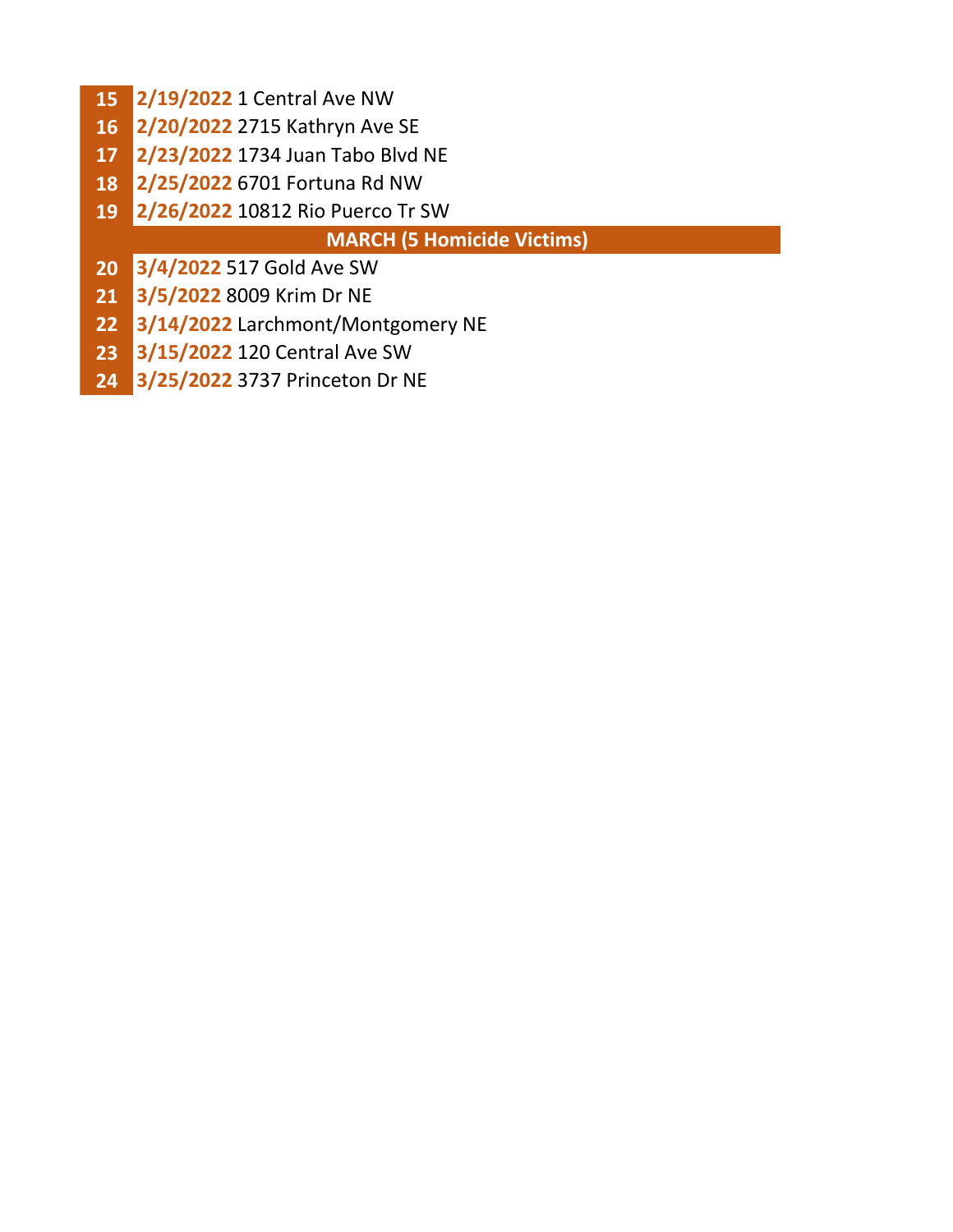| | | |
|---|---|---|
| 15 | **2/19/2022** | 1 Central Ave NW |
| 16 | **2/20/2022** | 2715 Kathryn Ave SE |
| 17 | **2/23/2022** | 1734 Juan Tabo Blvd NE |
| 18 | **2/25/2022** | 6701 Fortuna Rd NW |
| 19 | **2/26/2022** | 10812 Rio Puerco Tr SW |
| | **MARCH (5 Homicide Victims)** | |
| 20 | **3/4/2022** | 517 Gold Ave SW |
| 21 | **3/5/2022** | 8009 Krim Dr NE |
| 22 | **3/14/2022** | Larchmont/Montgomery NE |
| 23 | **3/15/2022** | 120 Central Ave SW |
| 24 | **3/25/2022** | 3737 Princeton Dr NE |